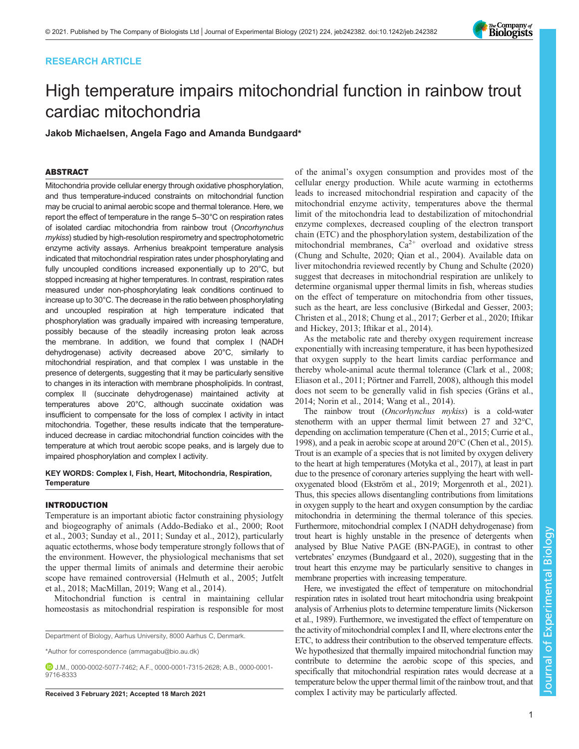RESEARCH ARTICLE

# High temperature impairs mitochondrial function in rainbow trout cardiac mitochondria

Jakob Michaelsen, Angela Fago and Amanda Bundgaard*

## ABSTRACT

Mitochondria provide cellular energy through oxidative phosphorylation, and thus temperature-induced constraints on mitochondrial function may be crucial to animal aerobic scope and thermal tolerance. Here, we report the effect of temperature in the range 5–30°C on respiration rates of isolated cardiac mitochondria from rainbow trout (*Oncorhynchus mykiss*) studied by high-resolution respirometry and spectrophotometric enzyme activity assays. Arrhenius breakpoint temperature analysis indicated that mitochondrial respiration rates under phosphorylating and fully uncoupled conditions increased exponentially up to 20°C, but stopped increasing at higher temperatures. In contrast, respiration rates measured under non-phosphorylating leak conditions continued to increase up to 30°C. The decrease in the ratio between phosphorylating and uncoupled respiration at high temperature indicated that phosphorylation was gradually impaired with increasing temperature, possibly because of the steadily increasing proton leak across the membrane. In addition, we found that complex I (NADH dehydrogenase) activity decreased above 20°C, similarly to mitochondrial respiration, and that complex I was unstable in the presence of detergents, suggesting that it may be particularly sensitive to changes in its interaction with membrane phospholipids. In contrast, complex II (succinate dehydrogenase) maintained activity at temperatures above 20°C, although succinate oxidation was insufficient to compensate for the loss of complex I activity in intact mitochondria. Together, these results indicate that the temperature-induced decrease in cardiac mitochondrial function coincides with the temperature at which trout aerobic scope peaks, and is largely due to impaired phosphorylation and complex I activity.

**KEY WORDS: Complex I, Fish, Heart, Mitochondria, Respiration, Temperature**

## INTRODUCTION

Temperature is an important abiotic factor constraining physiology and biogeography of animals (Addo-Bediako et al., 2000; Root et al., 2003; Sunday et al., 2011; Sunday et al., 2012), particularly aquatic ectotherms, whose body temperature strongly follows that of the environment. However, the physiological mechanisms that set the upper thermal limits of animals and determine their aerobic scope have remained controversial (Helmuth et al., 2005; Jutfelt et al., 2018; MacMillan, 2019; Wang et al., 2014).

Mitochondrial function is central in maintaining cellular homeostasis as mitochondrial respiration is responsible for most of the animal's oxygen consumption and provides most of the cellular energy production. While acute warming in ectotherms leads to increased mitochondrial respiration and capacity of the mitochondrial enzyme activity, temperatures above the thermal limit of the mitochondria lead to destabilization of mitochondrial enzyme complexes, decreased coupling of the electron transport chain (ETC) and the phosphorylation system, destabilization of the mitochondrial membranes, $Ca^{2+}$ overload and oxidative stress (Chung and Schulte, 2020; Qian et al., 2004). Available data on liver mitochondria reviewed recently by Chung and Schulte (2020) suggest that decreases in mitochondrial respiration are unlikely to determine organismal upper thermal limits in fish, whereas studies on the effect of temperature on mitochondria from other tissues, such as the heart, are less conclusive (Birkedal and Gesser, 2003; Christen et al., 2018; Chung et al., 2017; Gerber et al., 2020; Iftikar and Hickey, 2013; Iftikar et al., 2014).

As the metabolic rate and thereby oxygen requirement increase exponentially with increasing temperature, it has been hypothesized that oxygen supply to the heart limits cardiac performance and thereby whole-animal acute thermal tolerance (Clark et al., 2008; Eliason et al., 2011; Pörtner and Farrell, 2008), although this model does not seem to be generally valid in fish species (Gräns et al., 2014; Norin et al., 2014; Wang et al., 2014).

The rainbow trout (*Oncorhynchus mykiss*) is a cold-water stenotherm with an upper thermal limit between 27 and 32°C, depending on acclimation temperature (Chen et al., 2015; Currie et al., 1998), and a peak in aerobic scope at around 20°C (Chen et al., 2015). Trout is an example of a species that is not limited by oxygen delivery to the heart at high temperatures (Motyka et al., 2017), at least in part due to the presence of coronary arteries supplying the heart with well-oxygenated blood (Ekström et al., 2019; Morgenroth et al., 2021). Thus, this species allows disentangling contributions from limitations in oxygen supply to the heart and oxygen consumption by the cardiac mitochondria in determining the thermal tolerance of this species. Furthermore, mitochondrial complex I (NADH dehydrogenase) from trout heart is highly unstable in the presence of detergents when analysed by Blue Native PAGE (BN-PAGE), in contrast to other vertebrates' enzymes (Bundgaard et al., 2020), suggesting that in the trout heart this enzyme may be particularly sensitive to changes in membrane properties with increasing temperature.

Here, we investigated the effect of temperature on mitochondrial respiration rates in isolated trout heart mitochondria using breakpoint analysis of Arrhenius plots to determine temperature limits (Nickerson et al., 1989). Furthermore, we investigated the effect of temperature on the activity of mitochondrial complex I and II, where electrons enter the ETC, to address their contribution to the observed temperature effects. We hypothesized that thermally impaired mitochondrial function may contribute to determine the aerobic scope of this species, and specifically that mitochondrial respiration rates would decrease at a temperature below the upper thermal limit of the rainbow trout, and that complex I activity may be particularly affected.

Department of Biology, Aarhus University, 8000 Aarhus C, Denmark.

*Author for correspondence (ammagabu@bio.au.dk)

J.M., 0000-0002-5077-7462; A.F., 0000-0001-7315-2628; A.B., 0000-0001-9716-8333

Received 3 February 2021; Accepted 18 March 2021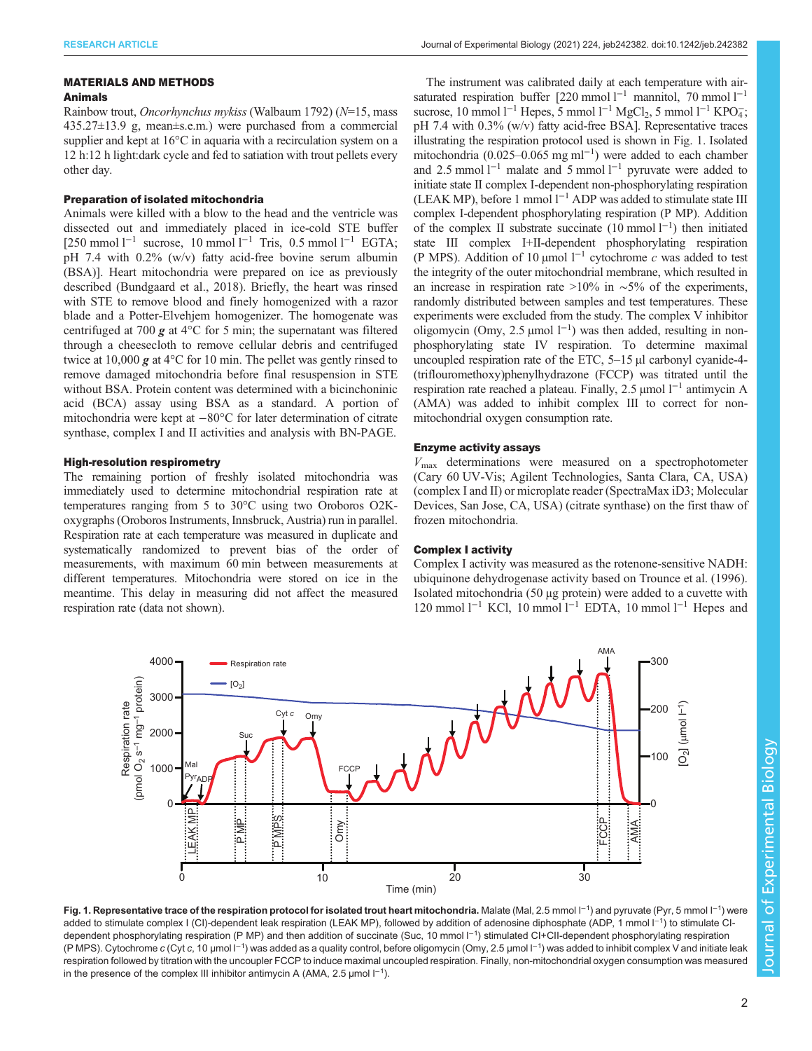## MATERIALS AND METHODS

### Animals

Rainbow trout, *Oncorhynchus mykiss* (Walbaum 1792) ($N$=15, mass 435.27±13.9 g, mean±s.e.m.) were purchased from a commercial supplier and kept at 16°C in aquaria with a recirculation system on a 12 h:12 h light:dark cycle and fed to satiation with trout pellets every other day.

### Preparation of isolated mitochondria

Animals were killed with a blow to the head and the ventricle was dissected out and immediately placed in ice-cold STE buffer [250 mmol $l^{-1}$ sucrose, 10 mmol $l^{-1}$ Tris, 0.5 mmol $l^{-1}$ EGTA; pH 7.4 with 0.2% (w/v) fatty acid-free bovine serum albumin (BSA)]. Heart mitochondria were prepared on ice as previously described (Bundgaard et al., 2018). Briefly, the heart was rinsed with STE to remove blood and finely homogenized with a razor blade and a Potter-Elvehjem homogenizer. The homogenate was centrifuged at 700 ***g*** at 4°C for 5 min; the supernatant was filtered through a cheesecloth to remove cellular debris and centrifuged twice at 10,000 ***g*** at 4°C for 10 min. The pellet was gently rinsed to remove damaged mitochondria before final resuspension in STE without BSA. Protein content was determined with a bicinchoninic acid (BCA) assay using BSA as a standard. A portion of mitochondria were kept at −80°C for later determination of citrate synthase, complex I and II activities and analysis with BN-PAGE.

### High-resolution respirometry

The remaining portion of freshly isolated mitochondria was immediately used to determine mitochondrial respiration rate at temperatures ranging from 5 to 30°C using two Oroboros O2K-oxygraphs (Oroboros Instruments, Innsbruck, Austria) run in parallel. Respiration rate at each temperature was measured in duplicate and systematically randomized to prevent bias of the order of measurements, with maximum 60 min between measurements at different temperatures. Mitochondria were stored on ice in the meantime. This delay in measuring did not affect the measured respiration rate (data not shown).

The instrument was calibrated daily at each temperature with air-saturated respiration buffer [220 mmol $l^{-1}$ mannitol, 70 mmol $l^{-1}$ sucrose, 10 mmol $l^{-1}$ Hepes, 5 mmol $l^{-1}$ $MgCl_2$, 5 mmol $l^{-1}$ $KPO_4^-$; pH 7.4 with 0.3% (w/v) fatty acid-free BSA]. Representative traces illustrating the respiration protocol used is shown in Fig. 1. Isolated mitochondria (0.025–0.065 mg $ml^{-1}$) were added to each chamber and 2.5 mmol $l^{-1}$ malate and 5 mmol $l^{-1}$ pyruvate were added to initiate state II complex I-dependent non-phosphorylating respiration (LEAK MP), before 1 mmol $l^{-1}$ ADP was added to stimulate state III complex I-dependent phosphorylating respiration (P MP). Addition of the complex II substrate succinate (10 mmol $l^{-1}$) then initiated state III complex I+II-dependent phosphorylating respiration (P MPS). Addition of 10 µmol $l^{-1}$ cytochrome *c* was added to test the integrity of the outer mitochondrial membrane, which resulted in an increase in respiration rate >10% in ∼5% of the experiments, randomly distributed between samples and test temperatures. These experiments were excluded from the study. The complex V inhibitor oligomycin (Omy, 2.5 µmol $l^{-1}$) was then added, resulting in non-phosphorylating state IV respiration. To determine maximal uncoupled respiration rate of the ETC, 5–15 µl carbonyl cyanide-4-(triflouromethoxy)phenylhydrazone (FCCP) was titrated until the respiration rate reached a plateau. Finally, 2.5 µmol $l^{-1}$ antimycin A (AMA) was added to inhibit complex III to correct for non-mitochondrial oxygen consumption rate.

### Enzyme activity assays

$V_{max}$ determinations were measured on a spectrophotometer (Cary 60 UV-Vis; Agilent Technologies, Santa Clara, CA, USA) (complex I and II) or microplate reader (SpectraMax iD3; Molecular Devices, San Jose, CA, USA) (citrate synthase) on the first thaw of frozen mitochondria.

### Complex I activity

Complex I activity was measured as the rotenone-sensitive NADH: ubiquinone dehydrogenase activity based on Trounce et al. (1996). Isolated mitochondria (50 µg protein) were added to a cuvette with 120 mmol $l^{-1}$ KCl, 10 mmol $l^{-1}$ EDTA, 10 mmol $l^{-1}$ Hepes and

Respiration rate (pmol O2 s−1 mg−1 protein)
[O2] (µmol l−1)
Time (min)
Respiration rate
[O2]
Mal
Pyr
ADP
Suc
Cyt c
Omy
FCCP
AMA
LEAK MP
P MP
P MPS
Omy
FCCP
AMA
4000
3000
2000
1000
0
300
200
100
0
0
10
20
30

**Fig. 1. Representative trace of the respiration protocol for isolated trout heart mitochondria.** Malate (Mal, 2.5 mmol $l^{-1}$) and pyruvate (Pyr, 5 mmol $l^{-1}$) were added to stimulate complex I (CI)-dependent leak respiration (LEAK MP), followed by addition of adenosine diphosphate (ADP, 1 mmol $l^{-1}$) to stimulate CI-dependent phosphorylating respiration (P MP) and then addition of succinate (Suc, 10 mmol $l^{-1}$) stimulated CI+CII-dependent phosphorylating respiration (P MPS). Cytochrome *c* (Cyt *c*, 10 µmol $l^{-1}$) was added as a quality control, before oligomycin (Omy, 2.5 µmol $l^{-1}$) was added to inhibit complex V and initiate leak respiration followed by titration with the uncoupler FCCP to induce maximal uncoupled respiration. Finally, non-mitochondrial oxygen consumption was measured in the presence of the complex III inhibitor antimycin A (AMA, 2.5 µmol $l^{-1}$).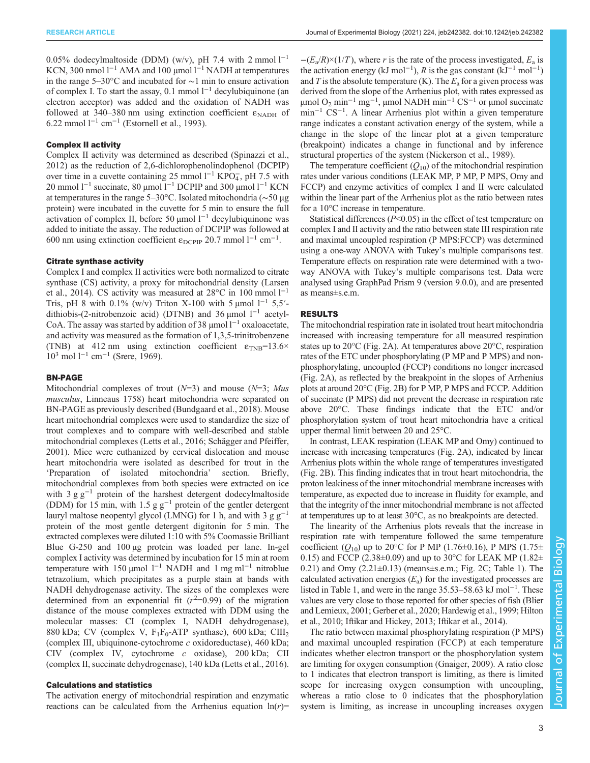0.05% dodecylmaltoside (DDM) (w/v), pH 7.4 with 2 mmol $l^{-1}$ KCN, 300 nmol $l^{-1}$ AMA and 100 µmol $l^{-1}$ NADH at temperatures in the range 5–30°C and incubated for ∼1 min to ensure activation of complex I. To start the assay, 0.1 mmol $l^{-1}$ decylubiquinone (an electron acceptor) was added and the oxidation of NADH was followed at 340–380 nm using extinction coefficient $\varepsilon_{NADH}$ of 6.22 mmol $l^{-1}$ $cm^{-1}$ (Estornell et al., 1993).

### Complex II activity

Complex II activity was determined as described (Spinazzi et al., 2012) as the reduction of 2,6-dichlorophenolindophenol (DCPIP) over time in a cuvette containing 25 mmol $l^{-1}$ $KPO_4^-$, pH 7.5 with 20 mmol $l^{-1}$ succinate, 80 µmol $l^{-1}$ DCPIP and 300 µmol $l^{-1}$ KCN at temperatures in the range 5–30°C. Isolated mitochondria (∼50 µg protein) were incubated in the cuvette for 5 min to ensure the full activation of complex II, before 50 µmol $l^{-1}$ decylubiquinone was added to initiate the assay. The reduction of DCPIP was followed at 600 nm using extinction coefficient $\varepsilon_{DCPIP}$ 20.7 mmol $l^{-1}$ $cm^{-1}$.

### Citrate synthase activity

Complex I and complex II activities were both normalized to citrate synthase (CS) activity, a proxy for mitochondrial density (Larsen et al., 2014). CS activity was measured at 28°C in 100 mmol $l^{-1}$ Tris, pH 8 with 0.1% (w/v) Triton X-100 with 5 µmol $l^{-1}$ 5,5′-dithiobis-(2-nitrobenzoic acid) (DTNB) and 36 µmol $l^{-1}$ acetyl-CoA. The assay was started by addition of 38 µmol $l^{-1}$ oxaloacetate, and activity was measured as the formation of 1,3,5-trinitrobenzene (TNB) at 412 nm using extinction coefficient $\varepsilon_{TNB}$=13.6× $10^3$ mol $l^{-1}$ $cm^{-1}$ (Srere, 1969).

### BN-PAGE

Mitochondrial complexes of trout (*N*=3) and mouse (*N*=3; *Mus musculus*, Linneaus 1758) heart mitochondria were separated on BN-PAGE as previously described (Bundgaard et al., 2018). Mouse heart mitochondrial complexes were used to standardize the size of trout complexes and to compare with well-described and stable mitochondrial complexes (Letts et al., 2016; Schägger and Pfeiffer, 2001). Mice were euthanized by cervical dislocation and mouse heart mitochondria were isolated as described for trout in the ‘Preparation of isolated mitochondria’ section. Briefly, mitochondrial complexes from both species were extracted on ice with 3 g $g^{-1}$ protein of the harshest detergent dodecylmaltoside (DDM) for 15 min, with 1.5 g $g^{-1}$ protein of the gentler detergent lauryl maltose neopentyl glycol (LMNG) for 1 h, and with 3 g $g^{-1}$ protein of the most gentle detergent digitonin for 5 min. The extracted complexes were diluted 1:10 with 5% Coomassie Brilliant Blue G-250 and 100 µg protein was loaded per lane. In-gel complex I activity was determined by incubation for 15 min at room temperature with 150 µmol $l^{-1}$ NADH and 1 mg $ml^{-1}$ nitroblue tetrazolium, which precipitates as a purple stain at bands with NADH dehydrogenase activity. The sizes of the complexes were determined from an exponential fit ($r^2$=0.99) of the migration distance of the mouse complexes extracted with DDM using the molecular masses: CI (complex I, NADH dehydrogenase), 880 kDa; CV (complex V, $F_1F_0$-ATP synthase), 600 kDa; $CIII_2$ (complex III, ubiquinone-cytochrome *c* oxidoreductase), 460 kDa; CIV (complex IV, cytochrome *c* oxidase), 200 kDa; CII (complex II, succinate dehydrogenase), 140 kDa (Letts et al., 2016).

### Calculations and statistics

The activation energy of mitochondrial respiration and enzymatic reactions can be calculated from the Arrhenius equation $\ln(r) = -(E_a/R)\times(1/T)$, where *r* is the rate of the process investigated, $E_a$ is the activation energy (kJ $mol^{-1}$), *R* is the gas constant ($kJ^{-1}$ $mol^{-1}$) and *T* is the absolute temperature (K). The $E_a$ for a given process was derived from the slope of the Arrhenius plot, with rates expressed as µmol $O_2$ $min^{-1}$ $mg^{-1}$, µmol NADH $min^{-1}$ $CS^{-1}$ or µmol succinate $min^{-1}$ $CS^{-1}$. A linear Arrhenius plot within a given temperature range indicates a constant activation energy of the system, while a change in the slope of the linear plot at a given temperature (breakpoint) indicates a change in functional and by inference structural properties of the system (Nickerson et al., 1989).

The temperature coefficient ($Q_{10}$) of the mitochondrial respiration rates under various conditions (LEAK MP, P MP, P MPS, Omy and FCCP) and enzyme activities of complex I and II were calculated within the linear part of the Arrhenius plot as the ratio between rates for a 10°C increase in temperature.

Statistical differences ($P$<0.05) in the effect of test temperature on complex I and II activity and the ratio between state III respiration rate and maximal uncoupled respiration (P MPS:FCCP) was determined using a one-way ANOVA with Tukey's multiple comparisons test. Temperature effects on respiration rate were determined with a two-way ANOVA with Tukey's multiple comparisons test. Data were analysed using GraphPad Prism 9 (version 9.0.0), and are presented as means±s.e.m.

## RESULTS

The mitochondrial respiration rate in isolated trout heart mitochondria increased with increasing temperature for all measured respiration states up to 20°C (Fig. 2A). At temperatures above 20°C, respiration rates of the ETC under phosphorylating (P MP and P MPS) and non-phosphorylating, uncoupled (FCCP) conditions no longer increased (Fig. 2A), as reflected by the breakpoint in the slopes of Arrhenius plots at around 20°C (Fig. 2B) for P MP, P MPS and FCCP. Addition of succinate (P MPS) did not prevent the decrease in respiration rate above 20°C. These findings indicate that the ETC and/or phosphorylation system of trout heart mitochondria have a critical upper thermal limit between 20 and 25°C.

In contrast, LEAK respiration (LEAK MP and Omy) continued to increase with increasing temperatures (Fig. 2A), indicated by linear Arrhenius plots within the whole range of temperatures investigated (Fig. 2B). This finding indicates that in trout heart mitochondria, the proton leakiness of the inner mitochondrial membrane increases with temperature, as expected due to increase in fluidity for example, and that the integrity of the inner mitochondrial membrane is not affected at temperatures up to at least 30°C, as no breakpoints are detected.

The linearity of the Arrhenius plots reveals that the increase in respiration rate with temperature followed the same temperature coefficient ($Q_{10}$) up to 20°C for P MP (1.76±0.16), P MPS (1.75±0.15) and FCCP (2.38±0.09) and up to 30°C for LEAK MP (1.82±0.21) and Omy (2.21±0.13) (means±s.e.m.; Fig. 2C; Table 1). The calculated activation energies ($E_a$) for the investigated processes are listed in Table 1, and were in the range 35.53–58.63 kJ $mol^{-1}$. These values are very close to those reported for other species of fish (Blier and Lemieux, 2001; Gerber et al., 2020; Hardewig et al., 1999; Hilton et al., 2010; Iftikar and Hickey, 2013; Iftikar et al., 2014).

The ratio between maximal phosphorylating respiration (P MPS) and maximal uncoupled respiration (FCCP) at each temperature indicates whether electron transport or the phosphorylation system are limiting for oxygen consumption (Gnaiger, 2009). A ratio close to 1 indicates that electron transport is limiting, as there is limited scope for increasing oxygen consumption with uncoupling, whereas a ratio close to 0 indicates that the phosphorylation system is limiting, as increase in uncoupling increases oxygen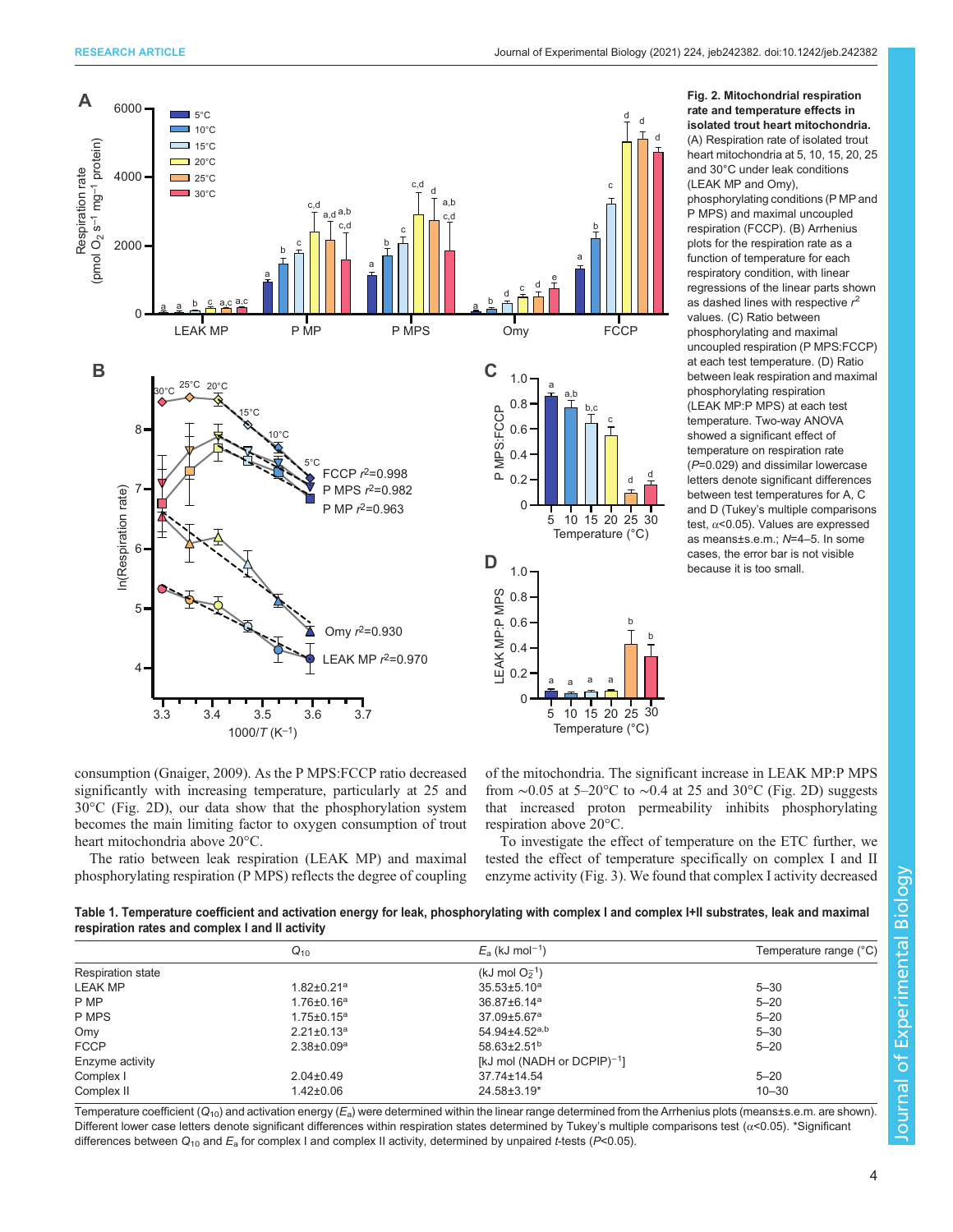A

6000

4000

2000

0

Respiration rate (pmol $O_2$ s$^{-1}$ mg$^{-1}$ protein)

5°C
10°C
15°C
20°C
25°C
30°C

LEAK MP
P MP
P MPS
Omy
FCCP

B

ln(Respiration rate)

1000/T (K$^{-1}$)

3.3 3.4 3.5 3.6 3.7

30°C 25°C 20°C 15°C 10°C 5°C

FCCP $r^2$=0.998
P MPS $r^2$=0.982
P MP $r^2$=0.963
Omy $r^2$=0.930
LEAK MP $r^2$=0.970

C

P MPS:FCCP

Temperature (°C)

D

LEAK MP:P MPS

Temperature (°C)

**Fig. 2. Mitochondrial respiration rate and temperature effects in isolated trout heart mitochondria.** (A) Respiration rate of isolated trout heart mitochondria at 5, 10, 15, 20, 25 and 30°C under leak conditions (LEAK MP and Omy), phosphorylating conditions (P MP and P MPS) and maximal uncoupled respiration (FCCP). (B) Arrhenius plots for the respiration rate as a function of temperature for each respiratory condition, with linear regressions of the linear parts shown as dashed lines with respective $r^2$ values. (C) Ratio between phosphorylating and maximal uncoupled respiration (P MPS:FCCP) at each test temperature. (D) Ratio between leak respiration and maximal phosphorylating respiration (LEAK MP:P MPS) at each test temperature. Two-way ANOVA showed a significant effect of temperature on respiration rate ($P$=0.029) and dissimilar lowercase letters denote significant differences between test temperatures for A, C and D (Tukey's multiple comparisons test, $\alpha$<0.05). Values are expressed as means±s.e.m.; $N$=4–5. In some cases, the error bar is not visible because it is too small.

consumption (Gnaiger, 2009). As the P MPS:FCCP ratio decreased significantly with increasing temperature, particularly at 25 and 30°C (Fig. 2D), our data show that the phosphorylation system becomes the main limiting factor to oxygen consumption of trout heart mitochondria above 20°C.

The ratio between leak respiration (LEAK MP) and maximal phosphorylating respiration (P MPS) reflects the degree of coupling of the mitochondria. The significant increase in LEAK MP:P MPS from ∼0.05 at 5–20°C to ∼0.4 at 25 and 30°C (Fig. 2D) suggests that increased proton permeability inhibits phosphorylating respiration above 20°C.

To investigate the effect of temperature on the ETC further, we tested the effect of temperature specifically on complex I and II enzyme activity (Fig. 3). We found that complex I activity decreased

**Table 1. Temperature coefficient and activation energy for leak, phosphorylating with complex I and complex I+II substrates, leak and maximal respiration rates and complex I and II activity**

| | $Q_{10}$ | $E_a$ (kJ mol$^{-1}$) | Temperature range (°C) |
|---|---|---|---|
| Respiration state | | (kJ mol $O_2^{-1}$) | |
| LEAK MP | 1.82±0.21[a] | 35.53±5.10[a] | 5–30 |
| P MP | 1.76±0.16[a] | 36.87±6.14[a] | 5–20 |
| P MPS | 1.75±0.15[a] | 37.09±5.67[a] | 5–20 |
| Omy | 2.21±0.13[a] | 54.94±4.52[a,b] | 5–30 |
| FCCP | 2.38±0.09[a] | 58.63±2.51[b] | 5–20 |
| Enzyme activity | | [kJ mol (NADH or DCPIP)$^{-1}$] | |
| Complex I | 2.04±0.49 | 37.74±14.54 | 5–20 |
| Complex II | 1.42±0.06 | 24.58±3.19* | 10–30 |

Temperature coefficient ($Q_{10}$) and activation energy ($E_a$) were determined within the linear range determined from the Arrhenius plots (means±s.e.m. are shown). Different lower case letters denote significant differences within respiration states determined by Tukey's multiple comparisons test ($\alpha$<0.05). *Significant differences between $Q_{10}$ and $E_a$ for complex I and complex II activity, determined by unpaired $t$-tests ($P$<0.05).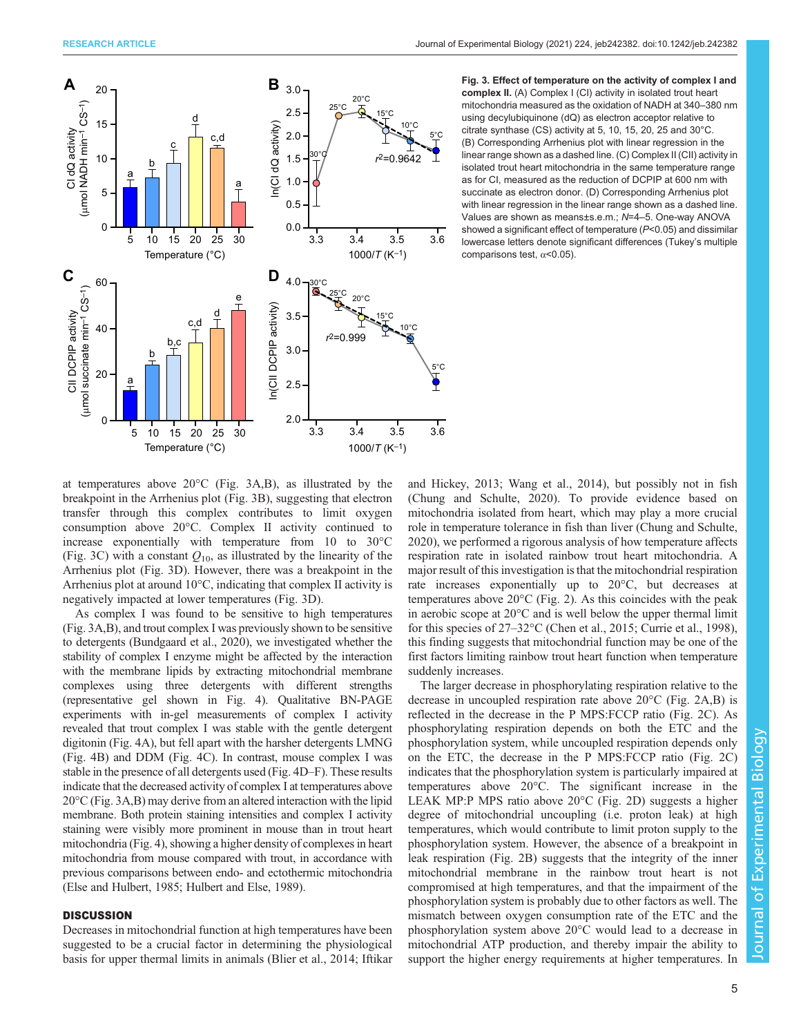A

20
15
10
5
0

CI dQ activity (μmol NADH min$^{-1}$ CS$^{-1}$)

a b c d c,d a

5 10 15 20 25 30

Temperature (°C)

B

3.0
2.5
2.0
1.5
1.0
0.5
0.0

ln(CI dQ activity)

25°C 20°C 15°C 10°C 5°C 30°C

$r^2$=0.9642

3.3 3.4 3.5 3.6

1000/$T$ (K$^{-1}$)

C

60
40
20
0

CII DCPIP activity (μmol succinate min$^{-1}$ CS$^{-1}$)

a b b,c c,d d e

5 10 15 20 25 30

Temperature (°C)

D

4.0
3.5
3.0
2.5
2.0

ln(CII DCPIP activity)

30°C 25°C 20°C 15°C 10°C 5°C

$r^2$=0.999

3.3 3.4 3.5 3.6

1000/$T$ (K$^{-1}$)

**Fig. 3. Effect of temperature on the activity of complex I and complex II.** (A) Complex I (CI) activity in isolated trout heart mitochondria measured as the oxidation of NADH at 340–380 nm using decylubiquinone (dQ) as electron acceptor relative to citrate synthase (CS) activity at 5, 10, 15, 20, 25 and 30°C. (B) Corresponding Arrhenius plot with linear regression in the linear range shown as a dashed line. (C) Complex II (CII) activity in isolated trout heart mitochondria in the same temperature range as for CI, measured as the reduction of DCPIP at 600 nm with succinate as electron donor. (D) Corresponding Arrhenius plot with linear regression in the linear range shown as a dashed line. Values are shown as means±s.e.m.; $N$=4–5. One-way ANOVA showed a significant effect of temperature ($P$<0.05) and dissimilar lowercase letters denote significant differences (Tukey's multiple comparisons test, α<0.05).

at temperatures above 20°C (Fig. 3A,B), as illustrated by the breakpoint in the Arrhenius plot (Fig. 3B), suggesting that electron transfer through this complex contributes to limit oxygen consumption above 20°C. Complex II activity continued to increase exponentially with temperature from 10 to 30°C (Fig. 3C) with a constant $Q_{10}$, as illustrated by the linearity of the Arrhenius plot (Fig. 3D). However, there was a breakpoint in the Arrhenius plot at around 10°C, indicating that complex II activity is negatively impacted at lower temperatures (Fig. 3D).

As complex I was found to be sensitive to high temperatures (Fig. 3A,B), and trout complex I was previously shown to be sensitive to detergents (Bundgaard et al., 2020), we investigated whether the stability of complex I enzyme might be affected by the interaction with the membrane lipids by extracting mitochondrial membrane complexes using three detergents with different strengths (representative gel shown in Fig. 4). Qualitative BN-PAGE experiments with in-gel measurements of complex I activity revealed that trout complex I was stable with the gentle detergent digitonin (Fig. 4A), but fell apart with the harsher detergents LMNG (Fig. 4B) and DDM (Fig. 4C). In contrast, mouse complex I was stable in the presence of all detergents used (Fig. 4D–F). These results indicate that the decreased activity of complex I at temperatures above 20°C (Fig. 3A,B) may derive from an altered interaction with the lipid membrane. Both protein staining intensities and complex I activity staining were visibly more prominent in mouse than in trout heart mitochondria (Fig. 4), showing a higher density of complexes in heart mitochondria from mouse compared with trout, in accordance with previous comparisons between endo- and ectothermic mitochondria (Else and Hulbert, 1985; Hulbert and Else, 1989).

## DISCUSSION

Decreases in mitochondrial function at high temperatures have been suggested to be a crucial factor in determining the physiological basis for upper thermal limits in animals (Blier et al., 2014; Iftikar and Hickey, 2013; Wang et al., 2014), but possibly not in fish (Chung and Schulte, 2020). To provide evidence based on mitochondria isolated from heart, which may play a more crucial role in temperature tolerance in fish than liver (Chung and Schulte, 2020), we performed a rigorous analysis of how temperature affects respiration rate in isolated rainbow trout heart mitochondria. A major result of this investigation is that the mitochondrial respiration rate increases exponentially up to 20°C, but decreases at temperatures above 20°C (Fig. 2). As this coincides with the peak in aerobic scope at 20°C and is well below the upper thermal limit for this species of 27–32°C (Chen et al., 2015; Currie et al., 1998), this finding suggests that mitochondrial function may be one of the first factors limiting rainbow trout heart function when temperature suddenly increases.

The larger decrease in phosphorylating respiration relative to the decrease in uncoupled respiration rate above 20°C (Fig. 2A,B) is reflected in the decrease in the P MPS:FCCP ratio (Fig. 2C). As phosphorylating respiration depends on both the ETC and the phosphorylation system, while uncoupled respiration depends only on the ETC, the decrease in the P MPS:FCCP ratio (Fig. 2C) indicates that the phosphorylation system is particularly impaired at temperatures above 20°C. The significant increase in the LEAK MP:P MPS ratio above 20°C (Fig. 2D) suggests a higher degree of mitochondrial uncoupling (i.e. proton leak) at high temperatures, which would contribute to limit proton supply to the phosphorylation system. However, the absence of a breakpoint in leak respiration (Fig. 2B) suggests that the integrity of the inner mitochondrial membrane in the rainbow trout heart is not compromised at high temperatures, and that the impairment of the phosphorylation system is probably due to other factors as well. The mismatch between oxygen consumption rate of the ETC and the phosphorylation system above 20°C would lead to a decrease in mitochondrial ATP production, and thereby impair the ability to support the higher energy requirements at higher temperatures. In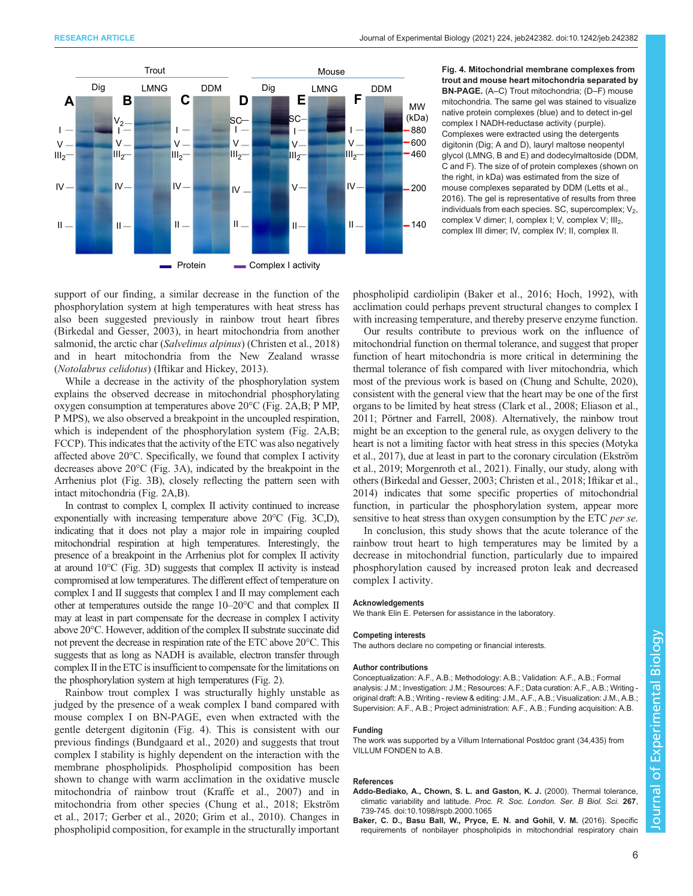Trout

Mouse

Dig LMNG DDM Dig LMNG DDM

A B C D E F

MW (kDa)

880

600

460

200

140

Protein Complex I activity

**Fig. 4. Mitochondrial membrane complexes from trout and mouse heart mitochondria separated by BN-PAGE.** (A–C) Trout mitochondria; (D–F) mouse mitochondria. The same gel was stained to visualize native protein complexes (blue) and to detect in-gel complex I NADH-reductase activity (purple). Complexes were extracted using the detergents digitonin (Dig; A and D), lauryl maltose neopentyl glycol (LMNG, B and E) and dodecylmaltoside (DDM, C and F). The size of of protein complexes (shown on the right, in kDa) was estimated from the size of mouse complexes separated by DDM (Letts et al., 2016). The gel is representative of results from three individuals from each species. SC, supercomplex; $V_2$, complex V dimer; I, complex I; V, complex V; $III_2$, complex III dimer; IV, complex IV; II, complex II.

support of our finding, a similar decrease in the function of the phosphorylation system at high temperatures with heat stress has also been suggested previously in rainbow trout heart fibres (Birkedal and Gesser, 2003), in heart mitochondria from another salmonid, the arctic char (*Salvelinus alpinus*) (Christen et al., 2018) and in heart mitochondria from the New Zealand wrasse (*Notolabrus celidotus*) (Iftikar and Hickey, 2013).

While a decrease in the activity of the phosphorylation system explains the observed decrease in mitochondrial phosphorylating oxygen consumption at temperatures above 20°C (Fig. 2A,B; P MP, P MPS), we also observed a breakpoint in the uncoupled respiration, which is independent of the phosphorylation system (Fig. 2A,B; FCCP). This indicates that the activity of the ETC was also negatively affected above 20°C. Specifically, we found that complex I activity decreases above 20°C (Fig. 3A), indicated by the breakpoint in the Arrhenius plot (Fig. 3B), closely reflecting the pattern seen with intact mitochondria (Fig. 2A,B).

In contrast to complex I, complex II activity continued to increase exponentially with increasing temperature above 20°C (Fig. 3C,D), indicating that it does not play a major role in impairing coupled mitochondrial respiration at high temperatures. Interestingly, the presence of a breakpoint in the Arrhenius plot for complex II activity at around 10°C (Fig. 3D) suggests that complex II activity is instead compromised at low temperatures. The different effect of temperature on complex I and II suggests that complex I and II may complement each other at temperatures outside the range 10–20°C and that complex II may at least in part compensate for the decrease in complex I activity above 20°C. However, addition of the complex II substrate succinate did not prevent the decrease in respiration rate of the ETC above 20°C. This suggests that as long as NADH is available, electron transfer through complex II in the ETC is insufficient to compensate for the limitations on the phosphorylation system at high temperatures (Fig. 2).

Rainbow trout complex I was structurally highly unstable as judged by the presence of a weak complex I band compared with mouse complex I on BN-PAGE, even when extracted with the gentle detergent digitonin (Fig. 4). This is consistent with our previous findings (Bundgaard et al., 2020) and suggests that trout complex I stability is highly dependent on the interaction with the membrane phospholipids. Phospholipid composition has been shown to change with warm acclimation in the oxidative muscle mitochondria of rainbow trout (Kraffe et al., 2007) and in mitochondria from other species (Chung et al., 2018; Ekström et al., 2017; Gerber et al., 2020; Grim et al., 2010). Changes in phospholipid composition, for example in the structurally important phospholipid cardiolipin (Baker et al., 2016; Hoch, 1992), with acclimation could perhaps prevent structural changes to complex I with increasing temperature, and thereby preserve enzyme function.

Our results contribute to previous work on the influence of mitochondrial function on thermal tolerance, and suggest that proper function of heart mitochondria is more critical in determining the thermal tolerance of fish compared with liver mitochondria, which most of the previous work is based on (Chung and Schulte, 2020), consistent with the general view that the heart may be one of the first organs to be limited by heat stress (Clark et al., 2008; Eliason et al., 2011; Pörtner and Farrell, 2008). Alternatively, the rainbow trout might be an exception to the general rule, as oxygen delivery to the heart is not a limiting factor with heat stress in this species (Motyka et al., 2017), due at least in part to the coronary circulation (Ekström et al., 2019; Morgenroth et al., 2021). Finally, our study, along with others (Birkedal and Gesser, 2003; Christen et al., 2018; Iftikar et al., 2014) indicates that some specific properties of mitochondrial function, in particular the phosphorylation system, appear more sensitive to heat stress than oxygen consumption by the ETC *per se*.

In conclusion, this study shows that the acute tolerance of the rainbow trout heart to high temperatures may be limited by a decrease in mitochondrial function, particularly due to impaired phosphorylation caused by increased proton leak and decreased complex I activity.

#### Acknowledgements

We thank Elin E. Petersen for assistance in the laboratory.

#### Competing interests

The authors declare no competing or financial interests.

#### Author contributions

Conceptualization: A.F., A.B.; Methodology: A.B.; Validation: A.F., A.B.; Formal analysis: J.M.; Investigation: J.M.; Resources: A.F.; Data curation: A.F., A.B.; Writing - original draft: A.B.; Writing - review & editing: J.M., A.F., A.B.; Visualization: J.M., A.B.; Supervision: A.F., A.B.; Project administration: A.F., A.B.; Funding acquisition: A.B.

#### Funding

The work was supported by a Villum International Postdoc grant (34,435) from VILLUM FONDEN to A.B.

#### References

**Addo-Bediako, A., Chown, S. L. and Gaston, K. J.** (2000). Thermal tolerance, climatic variability and latitude. *Proc. R. Soc. London. Ser. B Biol. Sci.* **267**, 739-745. doi:10.1098/rspb.2000.1065

**Baker, C. D., Basu Ball, W., Pryce, E. N. and Gohil, V. M.** (2016). Specific requirements of nonbilayer phospholipids in mitochondrial respiratory chain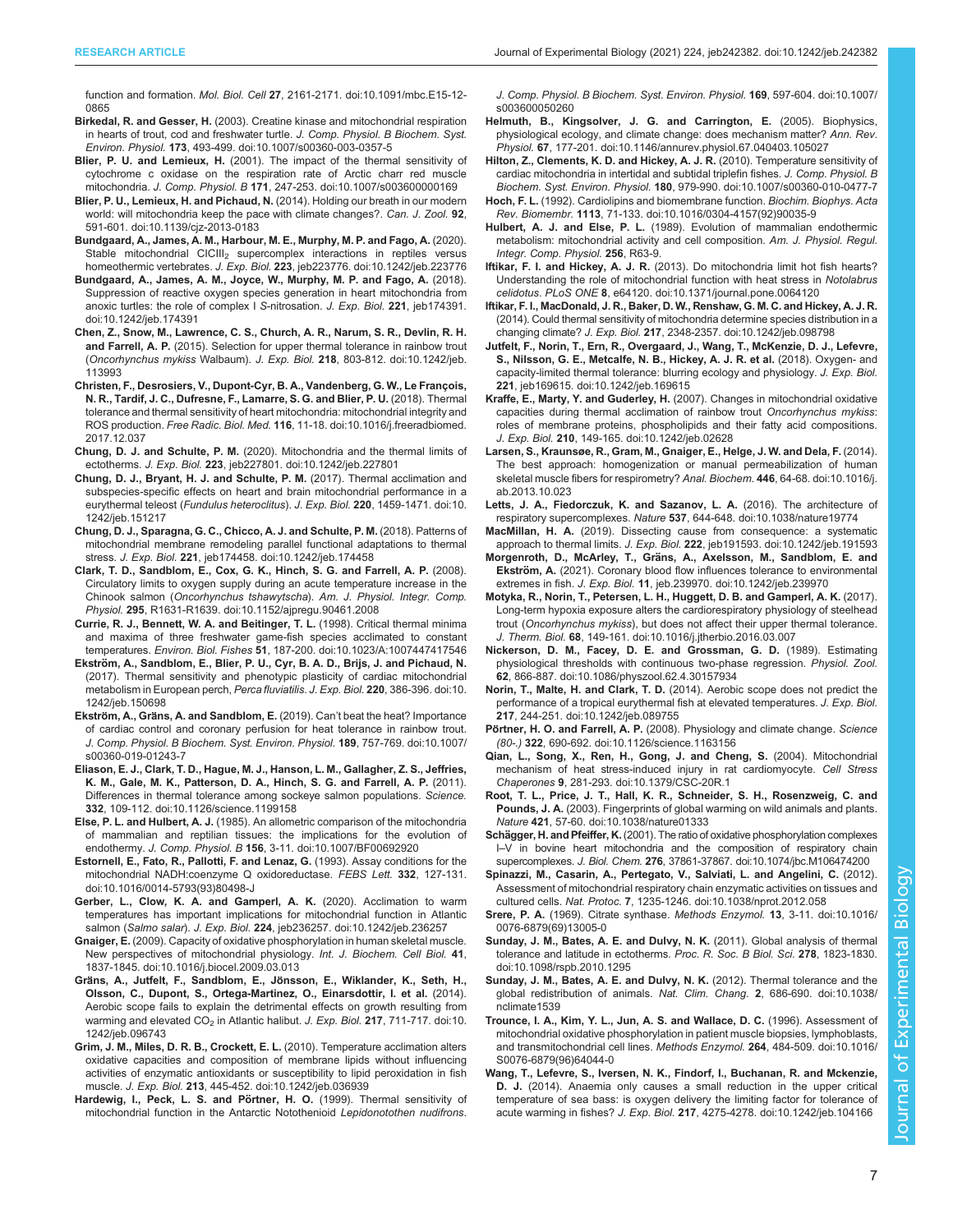function and formation. *Mol. Biol. Cell* **27**, 2161-2171. doi:10.1091/mbc.E15-12-0865

**Birkedal, R. and Gesser, H.** (2003). Creatine kinase and mitochondrial respiration in hearts of trout, cod and freshwater turtle. *J. Comp. Physiol. B Biochem. Syst. Environ. Physiol.* **173**, 493-499. doi:10.1007/s00360-003-0357-5

**Blier, P. U. and Lemieux, H.** (2001). The impact of the thermal sensitivity of cytochrome c oxidase on the respiration rate of Arctic charr red muscle mitochondria. *J. Comp. Physiol. B* **171**, 247-253. doi:10.1007/s003600000169

**Blier, P. U., Lemieux, H. and Pichaud, N.** (2014). Holding our breath in our modern world: will mitochondria keep the pace with climate changes?. *Can. J. Zool.* **92**, 591-601. doi:10.1139/cjz-2013-0183

**Bundgaard, A., James, A. M., Harbour, M. E., Murphy, M. P. and Fago, A.** (2020). Stable mitochondrial $CICIII_2$ supercomplex interactions in reptiles versus homeothermic vertebrates. *J. Exp. Biol.* **223**, jeb223776. doi:10.1242/jeb.223776

**Bundgaard, A., James, A. M., Joyce, W., Murphy, M. P. and Fago, A.** (2018). Suppression of reactive oxygen species generation in heart mitochondria from anoxic turtles: the role of complex I *S*-nitrosation. *J. Exp. Biol.* **221**, jeb174391. doi:10.1242/jeb.174391

**Chen, Z., Snow, M., Lawrence, C. S., Church, A. R., Narum, S. R., Devlin, R. H. and Farrell, A. P.** (2015). Selection for upper thermal tolerance in rainbow trout (*Oncorhynchus mykiss* Walbaum). *J. Exp. Biol.* **218**, 803-812. doi:10.1242/jeb.113993

**Christen, F., Desrosiers, V., Dupont-Cyr, B. A., Vandenberg, G. W., Le François, N. R., Tardif, J. C., Dufresne, F., Lamarre, S. G. and Blier, P. U.** (2018). Thermal tolerance and thermal sensitivity of heart mitochondria: mitochondrial integrity and ROS production. *Free Radic. Biol. Med.* **116**, 11-18. doi:10.1016/j.freeradbiomed.2017.12.037

**Chung, D. J. and Schulte, P. M.** (2020). Mitochondria and the thermal limits of ectotherms. *J. Exp. Biol.* **223**, jeb227801. doi:10.1242/jeb.227801

**Chung, D. J., Bryant, H. J. and Schulte, P. M.** (2017). Thermal acclimation and subspecies-specific effects on heart and brain mitochondrial performance in a eurythermal teleost (*Fundulus heteroclitus*). *J. Exp. Biol.* **220**, 1459-1471. doi:10.1242/jeb.151217

**Chung, D. J., Sparagna, G. C., Chicco, A. J. and Schulte, P. M.** (2018). Patterns of mitochondrial membrane remodeling parallel functional adaptations to thermal stress. *J. Exp. Biol.* **221**, jeb174458. doi:10.1242/jeb.174458

**Clark, T. D., Sandblom, E., Cox, G. K., Hinch, S. G. and Farrell, A. P.** (2008). Circulatory limits to oxygen supply during an acute temperature increase in the Chinook salmon (*Oncorhynchus tshawytscha*). *Am. J. Physiol. Integr. Comp. Physiol.* **295**, R1631-R1639. doi:10.1152/ajpregu.90461.2008

**Currie, R. J., Bennett, W. A. and Beitinger, T. L.** (1998). Critical thermal minima and maxima of three freshwater game-fish species acclimated to constant temperatures. *Environ. Biol. Fishes* **51**, 187-200. doi:10.1023/A:1007447417546

**Ekström, A., Sandblom, E., Blier, P. U., Cyr, B. A. D., Brijs, J. and Pichaud, N.** (2017). Thermal sensitivity and phenotypic plasticity of cardiac mitochondrial metabolism in European perch, *Perca fluviatilis*. *J. Exp. Biol.* **220**, 386-396. doi:10.1242/jeb.150698

**Ekström, A., Gräns, A. and Sandblom, E.** (2019). Can't beat the heat? Importance of cardiac control and coronary perfusion for heat tolerance in rainbow trout. *J. Comp. Physiol. B Biochem. Syst. Environ. Physiol.* **189**, 757-769. doi:10.1007/s00360-019-01243-7

**Eliason, E. J., Clark, T. D., Hague, M. J., Hanson, L. M., Gallagher, Z. S., Jeffries, K. M., Gale, M. K., Patterson, D. A., Hinch, S. G. and Farrell, A. P.** (2011). Differences in thermal tolerance among sockeye salmon populations. *Science.* **332**, 109-112. doi:10.1126/science.1199158

**Else, P. L. and Hulbert, A. J.** (1985). An allometric comparison of the mitochondria of mammalian and reptilian tissues: the implications for the evolution of endothermy. *J. Comp. Physiol. B* **156**, 3-11. doi:10.1007/BF00692920

**Estornell, E., Fato, R., Pallotti, F. and Lenaz, G.** (1993). Assay conditions for the mitochondrial NADH:coenzyme Q oxidoreductase. *FEBS Lett.* **332**, 127-131. doi:10.1016/0014-5793(93)80498-J

**Gerber, L., Clow, K. A. and Gamperl, A. K.** (2020). Acclimation to warm temperatures has important implications for mitochondrial function in Atlantic salmon (*Salmo salar*). *J. Exp. Biol.* **224**, jeb236257. doi:10.1242/jeb.236257

**Gnaiger, E.** (2009). Capacity of oxidative phosphorylation in human skeletal muscle. New perspectives of mitochondrial physiology. *Int. J. Biochem. Cell Biol.* **41**, 1837-1845. doi:10.1016/j.biocel.2009.03.013

**Gräns, A., Jutfelt, F., Sandblom, E., Jönsson, E., Wiklander, K., Seth, H., Olsson, C., Dupont, S., Ortega-Martinez, O., Einarsdottir, I. et al.** (2014). Aerobic scope fails to explain the detrimental effects on growth resulting from warming and elevated $CO_2$ in Atlantic halibut. *J. Exp. Biol.* **217**, 711-717. doi:10.1242/jeb.096743

**Grim, J. M., Miles, D. R. B., Crockett, E. L.** (2010). Temperature acclimation alters oxidative capacities and composition of membrane lipids without influencing activities of enzymatic antioxidants or susceptibility to lipid peroxidation in fish muscle. *J. Exp. Biol.* **213**, 445-452. doi:10.1242/jeb.036939

**Hardewig, I., Peck, L. S. and Pörtner, H. O.** (1999). Thermal sensitivity of mitochondrial function in the Antarctic Notothenioid *Lepidonotothen nudifrons*. *J. Comp. Physiol. B Biochem. Syst. Environ. Physiol.* **169**, 597-604. doi:10.1007/s003600050260

**Helmuth, B., Kingsolver, J. G. and Carrington, E.** (2005). Biophysics, physiological ecology, and climate change: does mechanism matter? *Ann. Rev. Physiol.* **67**, 177-201. doi:10.1146/annurev.physiol.67.040403.105027

**Hilton, Z., Clements, K. D. and Hickey, A. J. R.** (2010). Temperature sensitivity of cardiac mitochondria in intertidal and subtidal triplefin fishes. *J. Comp. Physiol. B Biochem. Syst. Environ. Physiol.* **180**, 979-990. doi:10.1007/s00360-010-0477-7

**Hoch, F. L.** (1992). Cardiolipins and biomembrane function. *Biochim. Biophys. Acta Rev. Biomembr.* **1113**, 71-133. doi:10.1016/0304-4157(92)90035-9

**Hulbert, A. J. and Else, P. L.** (1989). Evolution of mammalian endothermic metabolism: mitochondrial activity and cell composition. *Am. J. Physiol. Regul. Integr. Comp. Physiol.* **256**, R63-9.

**Iftikar, F. I. and Hickey, A. J. R.** (2013). Do mitochondria limit hot fish hearts? Understanding the role of mitochondrial function with heat stress in *Notolabrus celidotus*. *PLoS ONE* **8**, e64120. doi:10.1371/journal.pone.0064120

**Iftikar, F. I., MacDonald, J. R., Baker, D. W., Renshaw, G. M. C. and Hickey, A. J. R.** (2014). Could thermal sensitivity of mitochondria determine species distribution in a changing climate? *J. Exp. Biol.* **217**, 2348-2357. doi:10.1242/jeb.098798

**Jutfelt, F., Norin, T., Ern, R., Overgaard, J., Wang, T., McKenzie, D. J., Lefevre, S., Nilsson, G. E., Metcalfe, N. B., Hickey, A. J. R. et al.** (2018). Oxygen- and capacity-limited thermal tolerance: blurring ecology and physiology. *J. Exp. Biol.* **221**, jeb169615. doi:10.1242/jeb.169615

**Kraffe, E., Marty, Y. and Guderley, H.** (2007). Changes in mitochondrial oxidative capacities during thermal acclimation of rainbow trout *Oncorhynchus mykiss*: roles of membrane proteins, phospholipids and their fatty acid compositions. *J. Exp. Biol.* **210**, 149-165. doi:10.1242/jeb.02628

**Larsen, S., Kraunsøe, R., Gram, M., Gnaiger, E., Helge, J. W. and Dela, F.** (2014). The best approach: homogenization or manual permeabilization of human skeletal muscle fibers for respirometry? *Anal. Biochem.* **446**, 64-68. doi:10.1016/j.ab.2013.10.023

**Letts, J. A., Fiedorczuk, K. and Sazanov, L. A.** (2016). The architecture of respiratory supercomplexes. *Nature* **537**, 644-648. doi:10.1038/nature19774

**MacMillan, H. A.** (2019). Dissecting cause from consequence: a systematic approach to thermal limits. *J. Exp. Biol.* **222**, jeb191593. doi:10.1242/jeb.191593

**Morgenroth, D., McArley, T., Gräns, A., Axelsson, M., Sandblom, E. and Ekström, A.** (2021). Coronary blood flow influences tolerance to environmental extremes in fish. *J. Exp. Biol.* **11**, jeb.239970. doi:10.1242/jeb.239970

**Motyka, R., Norin, T., Petersen, L. H., Huggett, D. B. and Gamperl, A. K.** (2017). Long-term hypoxia exposure alters the cardiorespiratory physiology of steelhead trout (*Oncorhynchus mykiss*), but does not affect their upper thermal tolerance. *J. Therm. Biol.* **68**, 149-161. doi:10.1016/j.jtherbio.2016.03.007

**Nickerson, D. M., Facey, D. E. and Grossman, G. D.** (1989). Estimating physiological thresholds with continuous two-phase regression. *Physiol. Zool.* **62**, 866-887. doi:10.1086/physzool.62.4.30157934

**Norin, T., Malte, H. and Clark, T. D.** (2014). Aerobic scope does not predict the performance of a tropical eurythermal fish at elevated temperatures. *J. Exp. Biol.* **217**, 244-251. doi:10.1242/jeb.089755

**Pörtner, H. O. and Farrell, A. P.** (2008). Physiology and climate change. *Science (80-.)* **322**, 690-692. doi:10.1126/science.1163156

**Qian, L., Song, X., Ren, H., Gong, J. and Cheng, S.** (2004). Mitochondrial mechanism of heat stress-induced injury in rat cardiomyocyte. *Cell Stress Chaperones* **9**, 281-293. doi:10.1379/CSC-20R.1

**Root, T. L., Price, J. T., Hall, K. R., Schneider, S. H., Rosenzweig, C. and Pounds, J. A.** (2003). Fingerprints of global warming on wild animals and plants. *Nature* **421**, 57-60. doi:10.1038/nature01333

**Schägger, H. and Pfeiffer, K.** (2001). The ratio of oxidative phosphorylation complexes I–V in bovine heart mitochondria and the composition of respiratory chain supercomplexes. *J. Biol. Chem.* **276**, 37861-37867. doi:10.1074/jbc.M106474200

**Spinazzi, M., Casarin, A., Pertegato, V., Salviati, L. and Angelini, C.** (2012). Assessment of mitochondrial respiratory chain enzymatic activities on tissues and cultured cells. *Nat. Protoc.* **7**, 1235-1246. doi:10.1038/nprot.2012.058

**Srere, P. A.** (1969). Citrate synthase. *Methods Enzymol.* **13**, 3-11. doi:10.1016/0076-6879(69)13005-0

**Sunday, J. M., Bates, A. E. and Dulvy, N. K.** (2011). Global analysis of thermal tolerance and latitude in ectotherms. *Proc. R. Soc. B Biol. Sci.* **278**, 1823-1830. doi:10.1098/rspb.2010.1295

**Sunday, J. M., Bates, A. E. and Dulvy, N. K.** (2012). Thermal tolerance and the global redistribution of animals. *Nat. Clim. Chang.* **2**, 686-690. doi:10.1038/nclimate1539

**Trounce, I. A., Kim, Y. L., Jun, A. S. and Wallace, D. C.** (1996). Assessment of mitochondrial oxidative phosphorylation in patient muscle biopsies, lymphoblasts, and transmitochondrial cell lines. *Methods Enzymol.* **264**, 484-509. doi:10.1016/S0076-6879(96)64044-0

**Wang, T., Lefevre, S., Iversen, N. K., Findorf, I., Buchanan, R. and Mckenzie, D. J.** (2014). Anaemia only causes a small reduction in the upper critical temperature of sea bass: is oxygen delivery the limiting factor for tolerance of acute warming in fishes? *J. Exp. Biol.* **217**, 4275-4278. doi:10.1242/jeb.104166